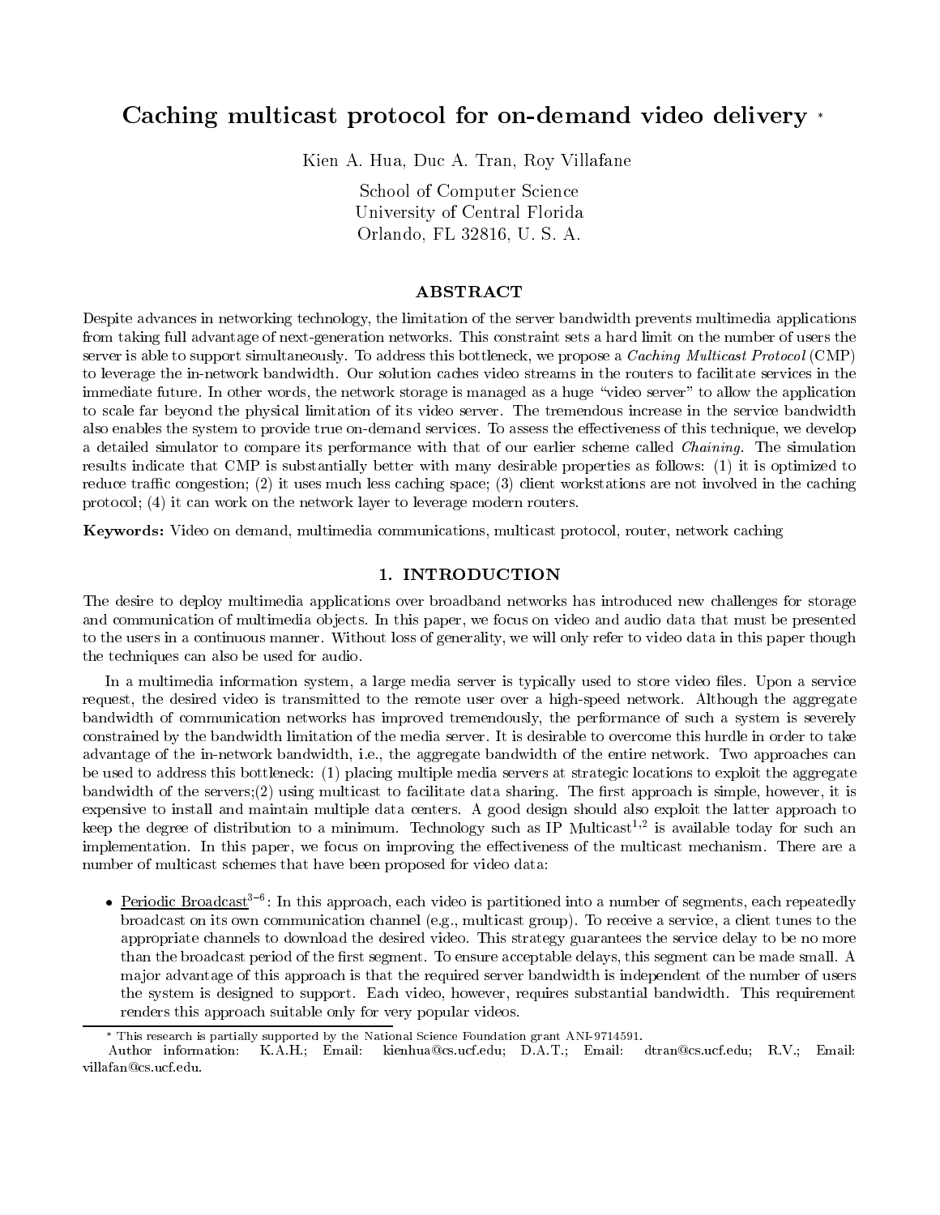# Caching multicast protocol for on-demand video delivery *

Kien A. Hua, Duc A. Tran, Roy Villafane

School of Computer Science
University of Central Florida
Orlando, FL 32816, U. S. A.

## ABSTRACT

Despite advances in networking technology, the limitation of the server bandwidth prevents multimedia applications from taking full advantage of next-generation networks. This constraint sets a hard limit on the number of users the server is able to support simultaneously. To address this bottleneck, we propose a *Caching Multicast Protocol* (CMP) to leverage the in-network bandwidth. Our solution caches video streams in the routers to facilitate services in the immediate future. In other words, the network storage is managed as a huge "video server" to allow the application to scale far beyond the physical limitation of its video server. The tremendous increase in the service bandwidth also enables the system to provide true on-demand services. To assess the effectiveness of this technique, we develop a detailed simulator to compare its performance with that of our earlier scheme called *Chaining*. The simulation results indicate that CMP is substantially better with many desirable properties as follows: (1) it is optimized to reduce traffic congestion; (2) it uses much less caching space; (3) client workstations are not involved in the caching protocol; (4) it can work on the network layer to leverage modern routers.

**Keywords:** Video on demand, multimedia communications, multicast protocol, router, network caching

## 1. INTRODUCTION

The desire to deploy multimedia applications over broadband networks has introduced new challenges for storage and communication of multimedia objects. In this paper, we focus on video and audio data that must be presented to the users in a continuous manner. Without loss of generality, we will only refer to video data in this paper though the techniques can also be used for audio.

In a multimedia information system, a large media server is typically used to store video files. Upon a service request, the desired video is transmitted to the remote user over a high-speed network. Although the aggregate bandwidth of communication networks has improved tremendously, the performance of such a system is severely constrained by the bandwidth limitation of the media server. It is desirable to overcome this hurdle in order to take advantage of the in-network bandwidth, i.e., the aggregate bandwidth of the entire network. Two approaches can be used to address this bottleneck: (1) placing multiple media servers at strategic locations to exploit the aggregate bandwidth of the servers;(2) using multicast to facilitate data sharing. The first approach is simple, however, it is expensive to install and maintain multiple data centers. A good design should also exploit the latter approach to keep the degree of distribution to a minimum. Technology such as IP Multicast[1,2] is available today for such an implementation. In this paper, we focus on improving the effectiveness of the multicast mechanism. There are a number of multicast schemes that have been proposed for video data:

- Periodic Broadcast[3–6]: In this approach, each video is partitioned into a number of segments, each repeatedly broadcast on its own communication channel (e.g., multicast group). To receive a service, a client tunes to the appropriate channels to download the desired video. This strategy guarantees the service delay to be no more than the broadcast period of the first segment. To ensure acceptable delays, this segment can be made small. A major advantage of this approach is that the required server bandwidth is independent of the number of users the system is designed to support. Each video, however, requires substantial bandwidth. This requirement renders this approach suitable only for very popular videos.

* This research is partially supported by the National Science Foundation grant ANI-9714591.
Author information: K.A.H.; Email: kienhua@cs.ucf.edu; D.A.T.; Email: dtran@cs.ucf.edu; R.V.; Email: villafan@cs.ucf.edu.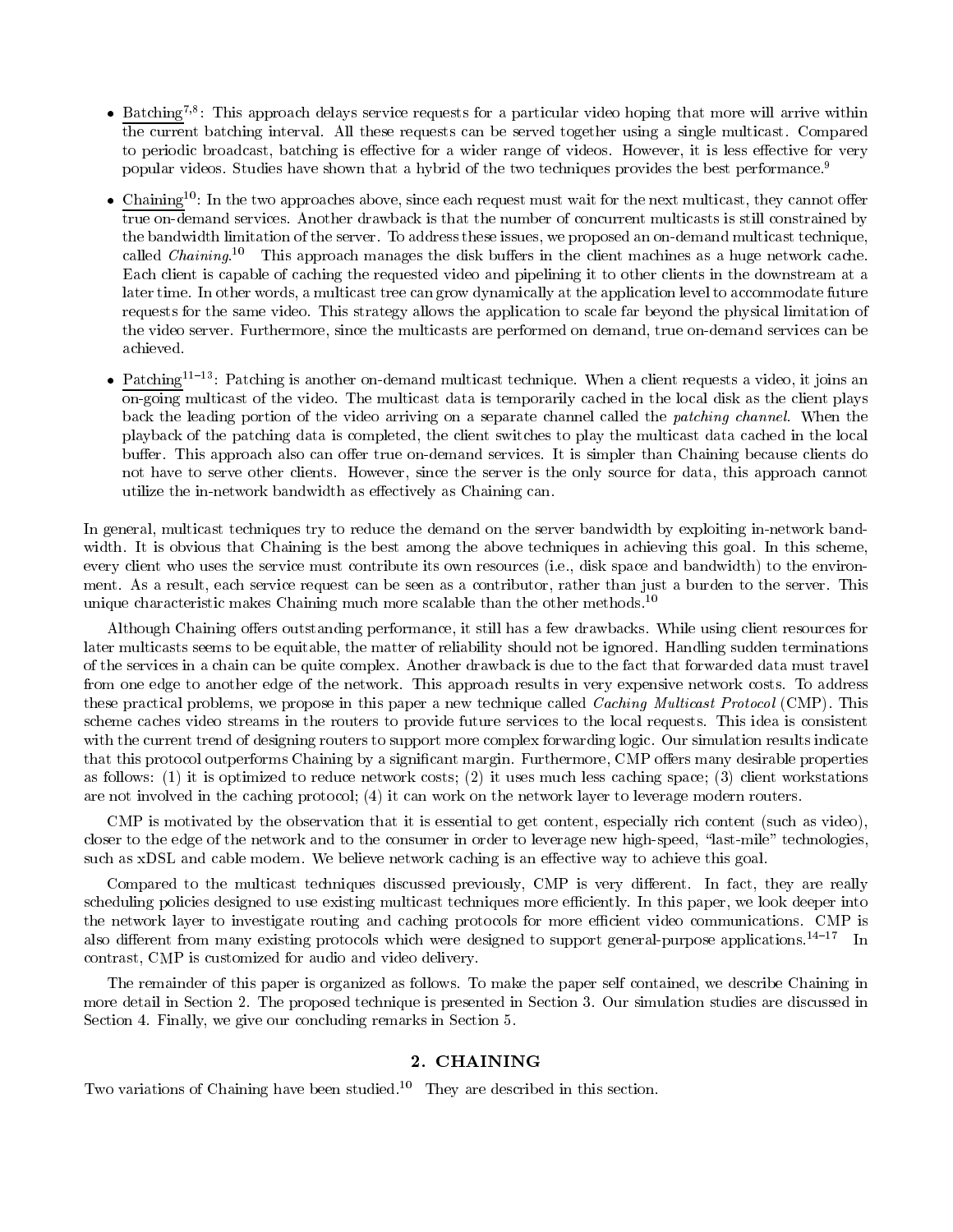- Batching[7,8]: This approach delays service requests for a particular video hoping that more will arrive within the current batching interval. All these requests can be served together using a single multicast. Compared to periodic broadcast, batching is effective for a wider range of videos. However, it is less effective for very popular videos. Studies have shown that a hybrid of the two techniques provides the best performance.[9]

- Chaining[10]: In the two approaches above, since each request must wait for the next multicast, they cannot offer true on-demand services. Another drawback is that the number of concurrent multicasts is still constrained by the bandwidth limitation of the server. To address these issues, we proposed an on-demand multicast technique, called *Chaining*.[10] This approach manages the disk buffers in the client machines as a huge network cache. Each client is capable of caching the requested video and pipelining it to other clients in the downstream at a later time. In other words, a multicast tree can grow dynamically at the application level to accommodate future requests for the same video. This strategy allows the application to scale far beyond the physical limitation of the video server. Furthermore, since the multicasts are performed on demand, true on-demand services can be achieved.

- Patching[11–13]: Patching is another on-demand multicast technique. When a client requests a video, it joins an on-going multicast of the video. The multicast data is temporarily cached in the local disk as the client plays back the leading portion of the video arriving on a separate channel called the *patching channel*. When the playback of the patching data is completed, the client switches to play the multicast data cached in the local buffer. This approach also can offer true on-demand services. It is simpler than Chaining because clients do not have to serve other clients. However, since the server is the only source for data, this approach cannot utilize the in-network bandwidth as effectively as Chaining can.

In general, multicast techniques try to reduce the demand on the server bandwidth by exploiting in-network bandwidth. It is obvious that Chaining is the best among the above techniques in achieving this goal. In this scheme, every client who uses the service must contribute its own resources (i.e., disk space and bandwidth) to the environment. As a result, each service request can be seen as a contributor, rather than just a burden to the server. This unique characteristic makes Chaining much more scalable than the other methods.[10]

Although Chaining offers outstanding performance, it still has a few drawbacks. While using client resources for later multicasts seems to be equitable, the matter of reliability should not be ignored. Handling sudden terminations of the services in a chain can be quite complex. Another drawback is due to the fact that forwarded data must travel from one edge to another edge of the network. This approach results in very expensive network costs. To address these practical problems, we propose in this paper a new technique called *Caching Multicast Protocol* (CMP). This scheme caches video streams in the routers to provide future services to the local requests. This idea is consistent with the current trend of designing routers to support more complex forwarding logic. Our simulation results indicate that this protocol outperforms Chaining by a significant margin. Furthermore, CMP offers many desirable properties as follows: (1) it is optimized to reduce network costs; (2) it uses much less caching space; (3) client workstations are not involved in the caching protocol; (4) it can work on the network layer to leverage modern routers.

CMP is motivated by the observation that it is essential to get content, especially rich content (such as video), closer to the edge of the network and to the consumer in order to leverage new high-speed, "last-mile" technologies, such as xDSL and cable modem. We believe network caching is an effective way to achieve this goal.

Compared to the multicast techniques discussed previously, CMP is very different. In fact, they are really scheduling policies designed to use existing multicast techniques more efficiently. In this paper, we look deeper into the network layer to investigate routing and caching protocols for more efficient video communications. CMP is also different from many existing protocols which were designed to support general-purpose applications.[14–17] In contrast, CMP is customized for audio and video delivery.

The remainder of this paper is organized as follows. To make the paper self contained, we describe Chaining in more detail in Section 2. The proposed technique is presented in Section 3. Our simulation studies are discussed in Section 4. Finally, we give our concluding remarks in Section 5.

## 2. CHAINING

Two variations of Chaining have been studied.[10] They are described in this section.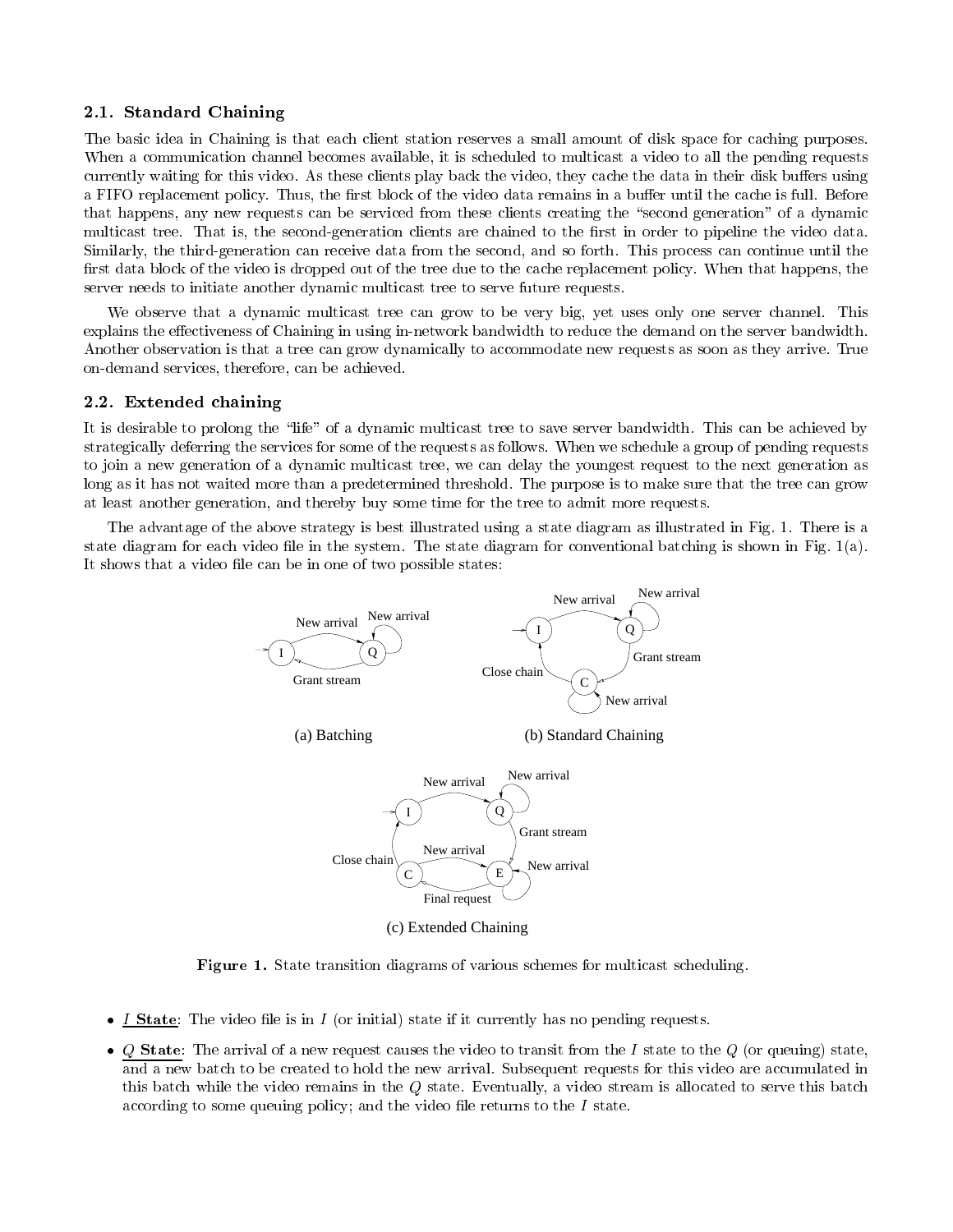### 2.1. Standard Chaining

The basic idea in Chaining is that each client station reserves a small amount of disk space for caching purposes. When a communication channel becomes available, it is scheduled to multicast a video to all the pending requests currently waiting for this video. As these clients play back the video, they cache the data in their disk buffers using a FIFO replacement policy. Thus, the first block of the video data remains in a buffer until the cache is full. Before that happens, any new requests can be serviced from these clients creating the "second generation" of a dynamic multicast tree. That is, the second-generation clients are chained to the first in order to pipeline the video data. Similarly, the third-generation can receive data from the second, and so forth. This process can continue until the first data block of the video is dropped out of the tree due to the cache replacement policy. When that happens, the server needs to initiate another dynamic multicast tree to serve future requests.

We observe that a dynamic multicast tree can grow to be very big, yet uses only one server channel. This explains the effectiveness of Chaining in using in-network bandwidth to reduce the demand on the server bandwidth. Another observation is that a tree can grow dynamically to accommodate new requests as soon as they arrive. True on-demand services, therefore, can be achieved.

### 2.2. Extended chaining

It is desirable to prolong the "life" of a dynamic multicast tree to save server bandwidth. This can be achieved by strategically deferring the services for some of the requests as follows. When we schedule a group of pending requests to join a new generation of a dynamic multicast tree, we can delay the youngest request to the next generation as long as it has not waited more than a predetermined threshold. The purpose is to make sure that the tree can grow at least another generation, and thereby buy some time for the tree to admit more requests.

The advantage of the above strategy is best illustrated using a state diagram as illustrated in Fig. 1. There is a state diagram for each video file in the system. The state diagram for conventional batching is shown in Fig. 1(a). It shows that a video file can be in one of two possible states:

New arrival
New arrival
I
Q
Grant stream

(a) Batching

New arrival
New arrival
I
Q
Grant stream
Close chain
C
New arrival

(b) Standard Chaining

New arrival
New arrival
I
Q
Grant stream
Close chain
New arrival
C
E
New arrival
Final request

(c) Extended Chaining

**Figure 1.** State transition diagrams of various schemes for multicast scheduling.

- ***I* State**: The video file is in *I* (or initial) state if it currently has no pending requests.
- ***Q* State**: The arrival of a new request causes the video to transit from the *I* state to the *Q* (or queuing) state, and a new batch to be created to hold the new arrival. Subsequent requests for this video are accumulated in this batch while the video remains in the *Q* state. Eventually, a video stream is allocated to serve this batch according to some queuing policy; and the video file returns to the *I* state.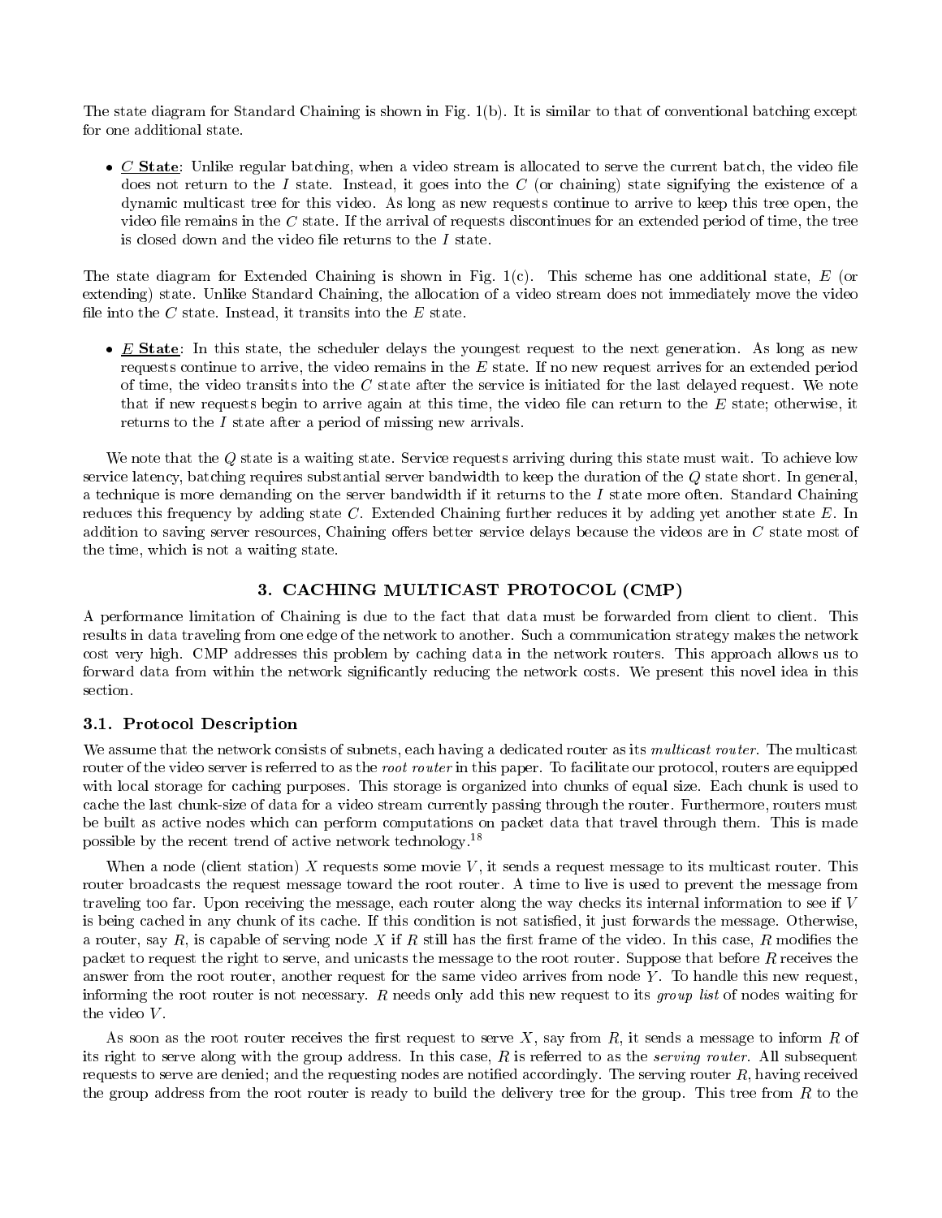The state diagram for Standard Chaining is shown in Fig. 1(b). It is similar to that of conventional batching except for one additional state.

- <u>*C* **State**</u>: Unlike regular batching, when a video stream is allocated to serve the current batch, the video file does not return to the $I$ state. Instead, it goes into the $C$ (or chaining) state signifying the existence of a dynamic multicast tree for this video. As long as new requests continue to arrive to keep this tree open, the video file remains in the $C$ state. If the arrival of requests discontinues for an extended period of time, the tree is closed down and the video file returns to the $I$ state.

The state diagram for Extended Chaining is shown in Fig. 1(c). This scheme has one additional state, $E$ (or extending) state. Unlike Standard Chaining, the allocation of a video stream does not immediately move the video file into the $C$ state. Instead, it transits into the $E$ state.

- <u>*E* **State**</u>: In this state, the scheduler delays the youngest request to the next generation. As long as new requests continue to arrive, the video remains in the $E$ state. If no new request arrives for an extended period of time, the video transits into the $C$ state after the service is initiated for the last delayed request. We note that if new requests begin to arrive again at this time, the video file can return to the $E$ state; otherwise, it returns to the $I$ state after a period of missing new arrivals.

We note that the $Q$ state is a waiting state. Service requests arriving during this state must wait. To achieve low service latency, batching requires substantial server bandwidth to keep the duration of the $Q$ state short. In general, a technique is more demanding on the server bandwidth if it returns to the $I$ state more often. Standard Chaining reduces this frequency by adding state $C$. Extended Chaining further reduces it by adding yet another state $E$. In addition to saving server resources, Chaining offers better service delays because the videos are in $C$ state most of the time, which is not a waiting state.

## 3. CACHING MULTICAST PROTOCOL (CMP)

A performance limitation of Chaining is due to the fact that data must be forwarded from client to client. This results in data traveling from one edge of the network to another. Such a communication strategy makes the network cost very high. CMP addresses this problem by caching data in the network routers. This approach allows us to forward data from within the network significantly reducing the network costs. We present this novel idea in this section.

### 3.1. Protocol Description

We assume that the network consists of subnets, each having a dedicated router as its *multicast router*. The multicast router of the video server is referred to as the *root router* in this paper. To facilitate our protocol, routers are equipped with local storage for caching purposes. This storage is organized into chunks of equal size. Each chunk is used to cache the last chunk-size of data for a video stream currently passing through the router. Furthermore, routers must be built as active nodes which can perform computations on packet data that travel through them. This is made possible by the recent trend of active network technology.[18]

When a node (client station) $X$ requests some movie $V$, it sends a request message to its multicast router. This router broadcasts the request message toward the root router. A time to live is used to prevent the message from traveling too far. Upon receiving the message, each router along the way checks its internal information to see if $V$ is being cached in any chunk of its cache. If this condition is not satisfied, it just forwards the message. Otherwise, a router, say $R$, is capable of serving node $X$ if $R$ still has the first frame of the video. In this case, $R$ modifies the packet to request the right to serve, and unicasts the message to the root router. Suppose that before $R$ receives the answer from the root router, another request for the same video arrives from node $Y$. To handle this new request, informing the root router is not necessary. $R$ needs only add this new request to its *group list* of nodes waiting for the video $V$.

As soon as the root router receives the first request to serve $X$, say from $R$, it sends a message to inform $R$ of its right to serve along with the group address. In this case, $R$ is referred to as the *serving router*. All subsequent requests to serve are denied; and the requesting nodes are notified accordingly. The serving router $R$, having received the group address from the root router is ready to build the delivery tree for the group. This tree from $R$ to the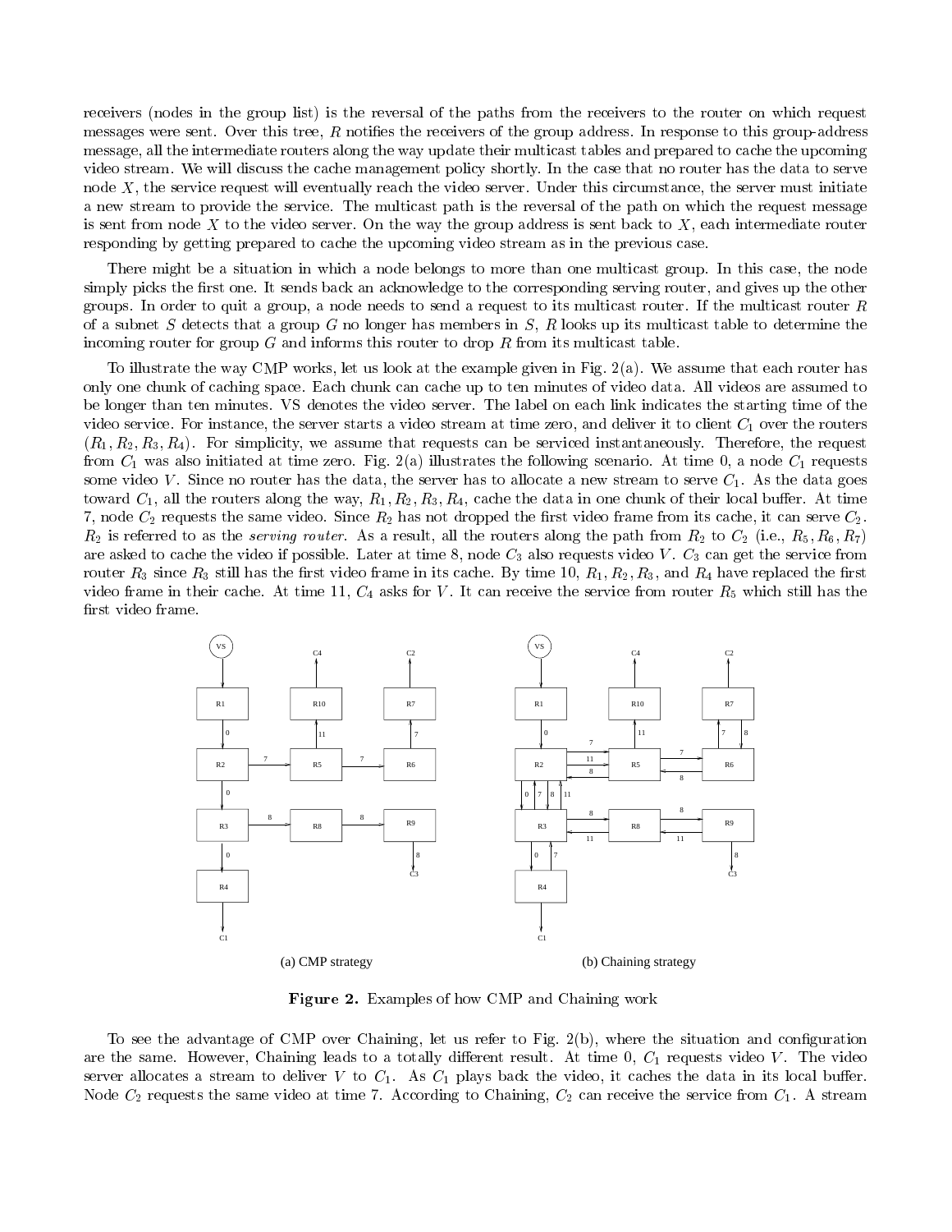receivers (nodes in the group list) is the reversal of the paths from the receivers to the router on which request messages were sent. Over this tree, $R$ notifies the receivers of the group address. In response to this group-address message, all the intermediate routers along the way update their multicast tables and prepared to cache the upcoming video stream. We will discuss the cache management policy shortly. In the case that no router has the data to serve node $X$, the service request will eventually reach the video server. Under this circumstance, the server must initiate a new stream to provide the service. The multicast path is the reversal of the path on which the request message is sent from node $X$ to the video server. On the way the group address is sent back to $X$, each intermediate router responding by getting prepared to cache the upcoming video stream as in the previous case.

There might be a situation in which a node belongs to more than one multicast group. In this case, the node simply picks the first one. It sends back an acknowledge to the corresponding serving router, and gives up the other groups. In order to quit a group, a node needs to send a request to its multicast router. If the multicast router $R$ of a subnet $S$ detects that a group $G$ no longer has members in $S$, $R$ looks up its multicast table to determine the incoming router for group $G$ and informs this router to drop $R$ from its multicast table.

To illustrate the way CMP works, let us look at the example given in Fig. 2(a). We assume that each router has only one chunk of caching space. Each chunk can cache up to ten minutes of video data. All videos are assumed to be longer than ten minutes. VS denotes the video server. The label on each link indicates the starting time of the video service. For instance, the server starts a video stream at time zero, and deliver it to client $C_1$ over the routers $(R_1, R_2, R_3, R_4)$. For simplicity, we assume that requests can be serviced instantaneously. Therefore, the request from $C_1$ was also initiated at time zero. Fig. 2(a) illustrates the following scenario. At time 0, a node $C_1$ requests some video $V$. Since no router has the data, the server has to allocate a new stream to serve $C_1$. As the data goes toward $C_1$, all the routers along the way, $R_1, R_2, R_3, R_4$, cache the data in one chunk of their local buffer. At time 7, node $C_2$ requests the same video. Since $R_2$ has not dropped the first video frame from its cache, it can serve $C_2$. $R_2$ is referred to as the *serving router*. As a result, all the routers along the path from $R_2$ to $C_2$ (i.e., $R_5, R_6, R_7$) are asked to cache the video if possible. Later at time 8, node $C_3$ also requests video $V$. $C_3$ can get the service from router $R_3$ since $R_3$ still has the first video frame in its cache. By time 10, $R_1, R_2, R_3$, and $R_4$ have replaced the first video frame in their cache. At time 11, $C_4$ asks for $V$. It can receive the service from router $R_5$ which still has the first video frame.

(a) CMP strategy

(b) Chaining strategy

**Figure 2.** Examples of how CMP and Chaining work

To see the advantage of CMP over Chaining, let us refer to Fig. 2(b), where the situation and configuration are the same. However, Chaining leads to a totally different result. At time 0, $C_1$ requests video $V$. The video server allocates a stream to deliver $V$ to $C_1$. As $C_1$ plays back the video, it caches the data in its local buffer. Node $C_2$ requests the same video at time 7. According to Chaining, $C_2$ can receive the service from $C_1$. A stream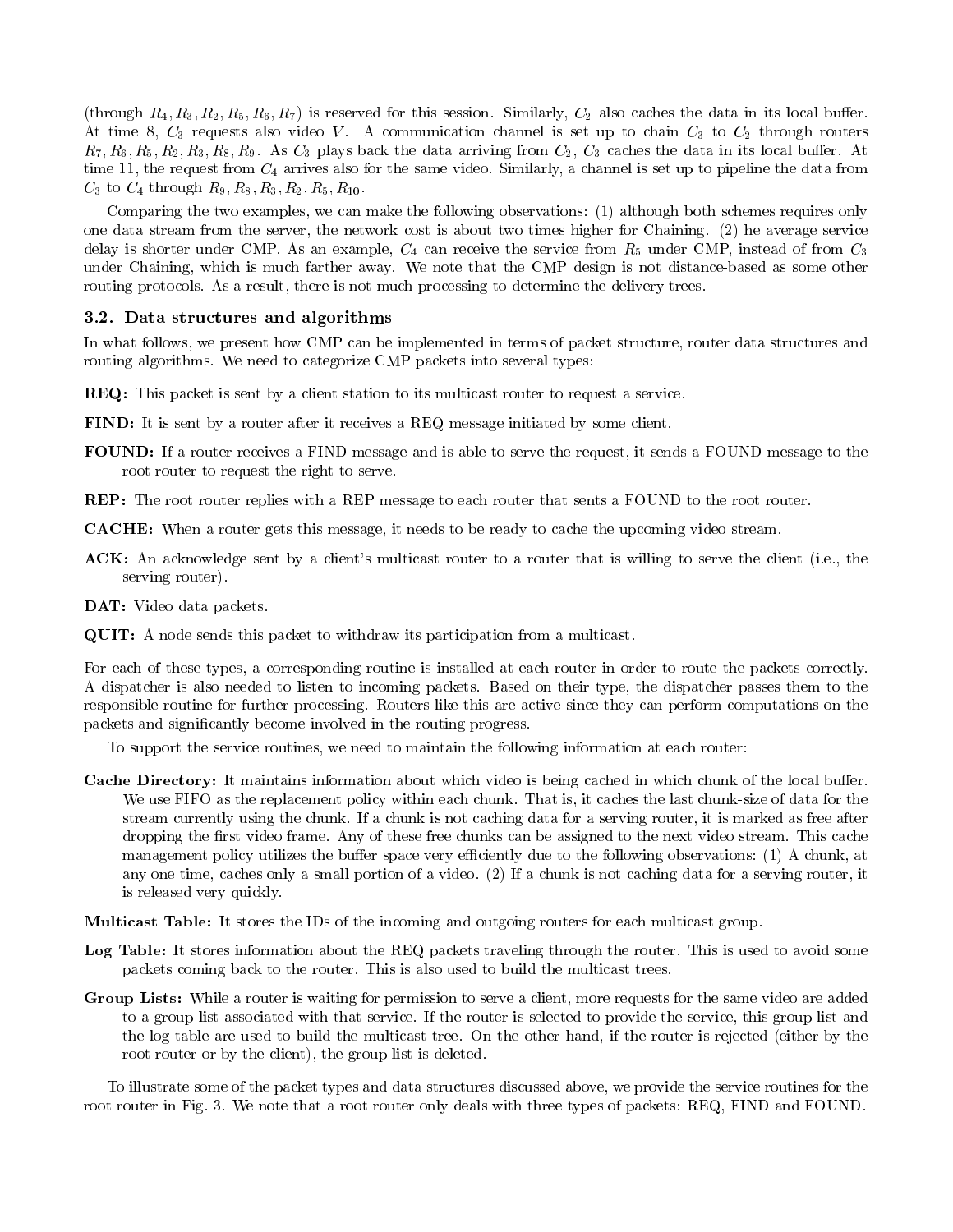(through $R_4, R_3, R_2, R_5, R_6, R_7$) is reserved for this session. Similarly, $C_2$ also caches the data in its local buffer. At time 8, $C_3$ requests also video $V$. A communication channel is set up to chain $C_3$ to $C_2$ through routers $R_7, R_6, R_5, R_2, R_3, R_8, R_9$. As $C_3$ plays back the data arriving from $C_2$, $C_3$ caches the data in its local buffer. At time 11, the request from $C_4$ arrives also for the same video. Similarly, a channel is set up to pipeline the data from $C_3$ to $C_4$ through $R_9, R_8, R_3, R_2, R_5, R_{10}$.

Comparing the two examples, we can make the following observations: (1) although both schemes requires only one data stream from the server, the network cost is about two times higher for Chaining. (2) he average service delay is shorter under CMP. As an example, $C_4$ can receive the service from $R_5$ under CMP, instead of from $C_3$ under Chaining, which is much farther away. We note that the CMP design is not distance-based as some other routing protocols. As a result, there is not much processing to determine the delivery trees.

### 3.2. Data structures and algorithms

In what follows, we present how CMP can be implemented in terms of packet structure, router data structures and routing algorithms. We need to categorize CMP packets into several types:

**REQ:** This packet is sent by a client station to its multicast router to request a service.

**FIND:** It is sent by a router after it receives a REQ message initiated by some client.

**FOUND:** If a router receives a FIND message and is able to serve the request, it sends a FOUND message to the root router to request the right to serve.

**REP:** The root router replies with a REP message to each router that sents a FOUND to the root router.

**CACHE:** When a router gets this message, it needs to be ready to cache the upcoming video stream.

**ACK:** An acknowledge sent by a client's multicast router to a router that is willing to serve the client (i.e., the serving router).

**DAT:** Video data packets.

**QUIT:** A node sends this packet to withdraw its participation from a multicast.

For each of these types, a corresponding routine is installed at each router in order to route the packets correctly. A dispatcher is also needed to listen to incoming packets. Based on their type, the dispatcher passes them to the responsible routine for further processing. Routers like this are active since they can perform computations on the packets and significantly become involved in the routing progress.

To support the service routines, we need to maintain the following information at each router:

**Cache Directory:** It maintains information about which video is being cached in which chunk of the local buffer. We use FIFO as the replacement policy within each chunk. That is, it caches the last chunk-size of data for the stream currently using the chunk. If a chunk is not caching data for a serving router, it is marked as free after dropping the first video frame. Any of these free chunks can be assigned to the next video stream. This cache management policy utilizes the buffer space very efficiently due to the following observations: (1) A chunk, at any one time, caches only a small portion of a video. (2) If a chunk is not caching data for a serving router, it is released very quickly.

**Multicast Table:** It stores the IDs of the incoming and outgoing routers for each multicast group.

**Log Table:** It stores information about the REQ packets traveling through the router. This is used to avoid some packets coming back to the router. This is also used to build the multicast trees.

**Group Lists:** While a router is waiting for permission to serve a client, more requests for the same video are added to a group list associated with that service. If the router is selected to provide the service, this group list and the log table are used to build the multicast tree. On the other hand, if the router is rejected (either by the root router or by the client), the group list is deleted.

To illustrate some of the packet types and data structures discussed above, we provide the service routines for the root router in Fig. 3. We note that a root router only deals with three types of packets: REQ, FIND and FOUND.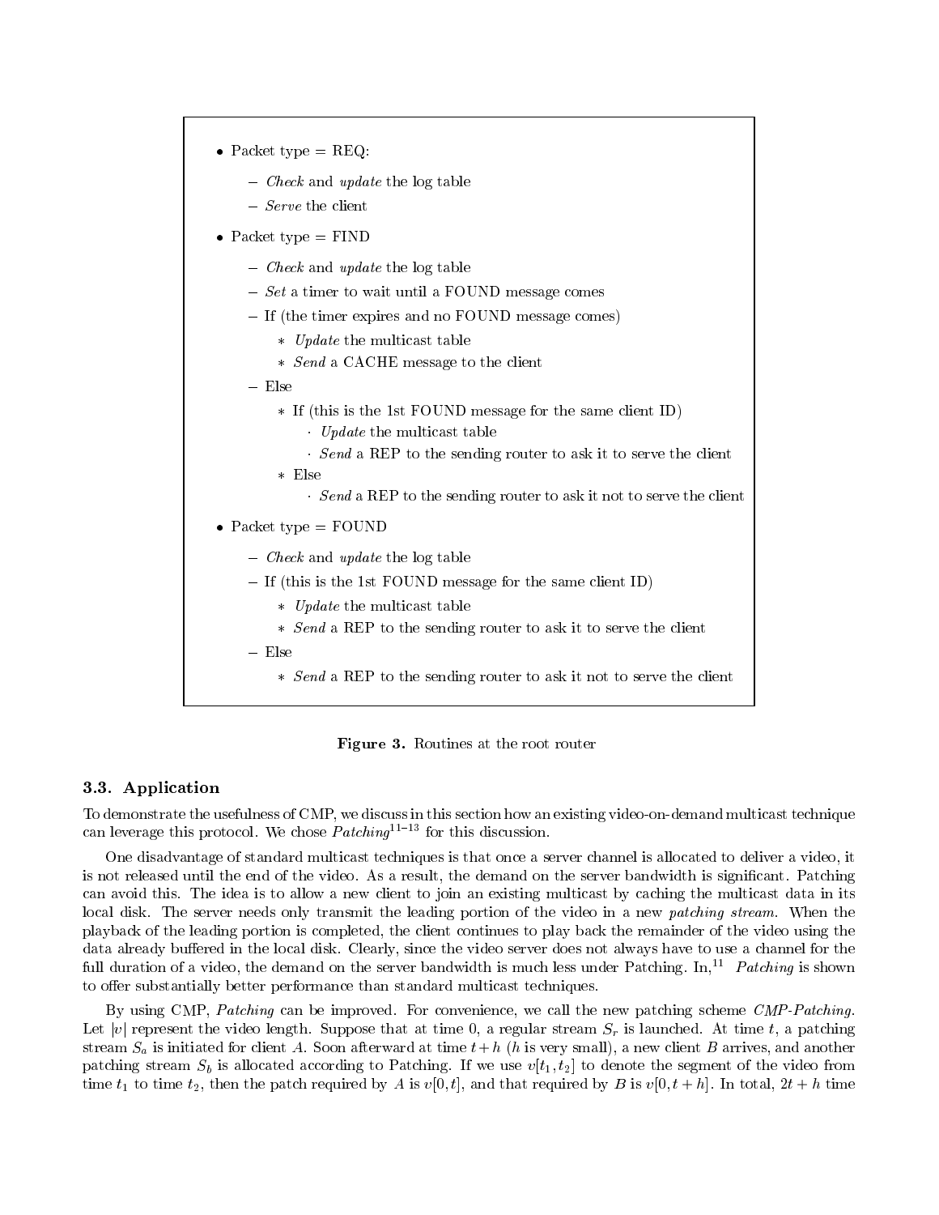- Packet type = REQ:
  - *Check* and *update* the log table
  - *Serve* the client
- Packet type = FIND
  - *Check* and *update* the log table
  - *Set* a timer to wait until a FOUND message comes
  - If (the timer expires and no FOUND message comes)
    - *Update* the multicast table
    - *Send* a CACHE message to the client
  - Else
    - If (this is the 1st FOUND message for the same client ID)
      - *Update* the multicast table
      - *Send* a REP to the sending router to ask it to serve the client
    - Else
      - *Send* a REP to the sending router to ask it not to serve the client
- Packet type = FOUND
  - *Check* and *update* the log table
  - If (this is the 1st FOUND message for the same client ID)
    - *Update* the multicast table
    - *Send* a REP to the sending router to ask it to serve the client
  - Else
    - *Send* a REP to the sending router to ask it not to serve the client

**Figure 3.** Routines at the root router

### 3.3. Application

To demonstrate the usefulness of CMP, we discuss in this section how an existing video-on-demand multicast technique can leverage this protocol. We chose *Patching*[11–13] for this discussion.

One disadvantage of standard multicast techniques is that once a server channel is allocated to deliver a video, it is not released until the end of the video. As a result, the demand on the server bandwidth is significant. Patching can avoid this. The idea is to allow a new client to join an existing multicast by caching the multicast data in its local disk. The server needs only transmit the leading portion of the video in a new *patching stream*. When the playback of the leading portion is completed, the client continues to play back the remainder of the video using the data already buffered in the local disk. Clearly, since the video server does not always have to use a channel for the full duration of a video, the demand on the server bandwidth is much less under Patching. In,[11] *Patching* is shown to offer substantially better performance than standard multicast techniques.

By using CMP, *Patching* can be improved. For convenience, we call the new patching scheme *CMP-Patching*. Let $|v|$ represent the video length. Suppose that at time 0, a regular stream $S_r$ is launched. At time $t$, a patching stream $S_a$ is initiated for client $A$. Soon afterward at time $t+h$ ($h$ is very small), a new client $B$ arrives, and another patching stream $S_b$ is allocated according to Patching. If we use $v[t_1, t_2]$ to denote the segment of the video from time $t_1$ to time $t_2$, then the patch required by $A$ is $v[0, t]$, and that required by $B$ is $v[0, t+h]$. In total, $2t+h$ time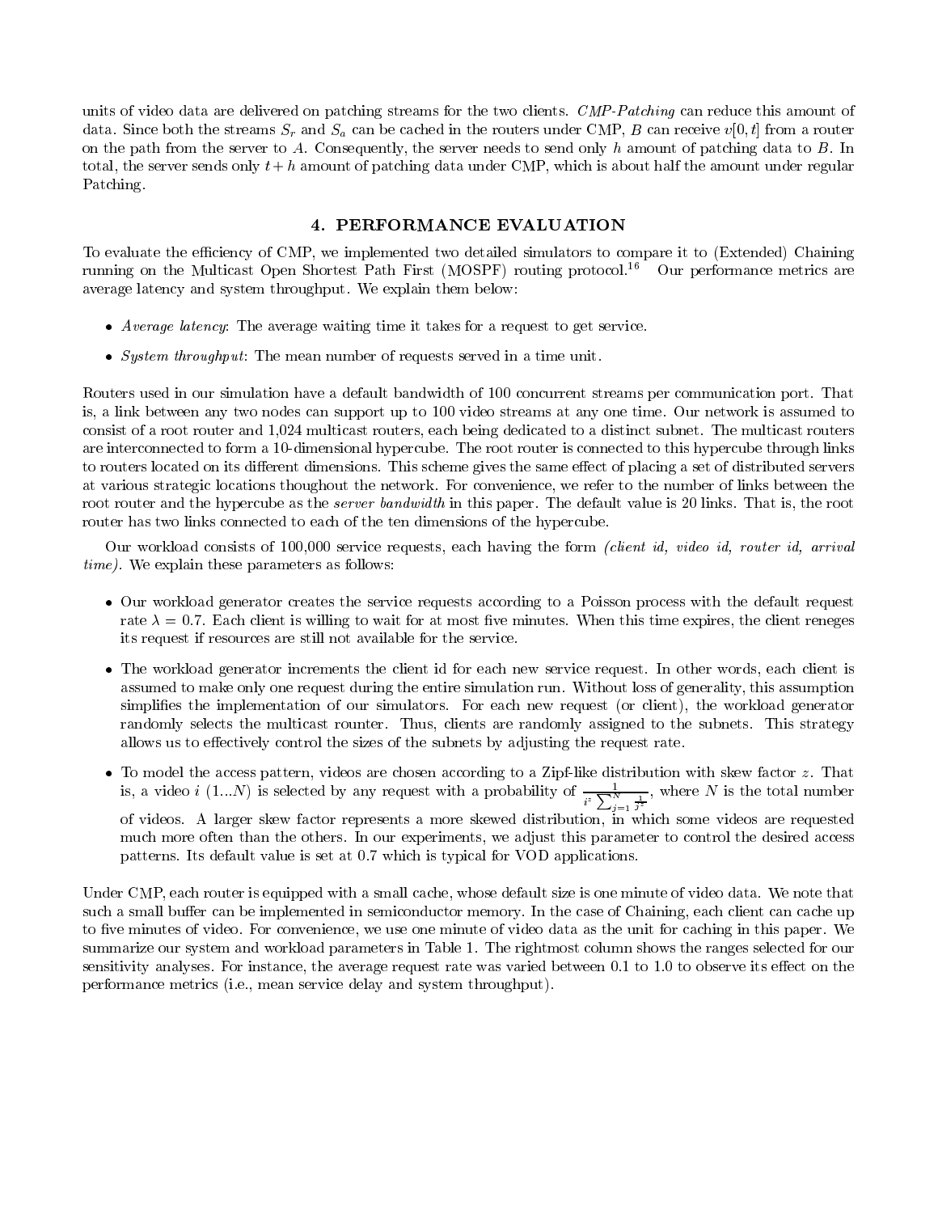units of video data are delivered on patching streams for the two clients. *CMP-Patching* can reduce this amount of data. Since both the streams $S_r$ and $S_a$ can be cached in the routers under CMP, $B$ can receive $v[0, t]$ from a router on the path from the server to $A$. Consequently, the server needs to send only $h$ amount of patching data to $B$. In total, the server sends only $t + h$ amount of patching data under CMP, which is about half the amount under regular Patching.

## 4. PERFORMANCE EVALUATION

To evaluate the efficiency of CMP, we implemented two detailed simulators to compare it to (Extended) Chaining running on the Multicast Open Shortest Path First (MOSPF) routing protocol.[16] Our performance metrics are average latency and system throughput. We explain them below:

- *Average latency*: The average waiting time it takes for a request to get service.
- *System throughput*: The mean number of requests served in a time unit.

Routers used in our simulation have a default bandwidth of 100 concurrent streams per communication port. That is, a link between any two nodes can support up to 100 video streams at any one time. Our network is assumed to consist of a root router and 1,024 multicast routers, each being dedicated to a distinct subnet. The multicast routers are interconnected to form a 10-dimensional hypercube. The root router is connected to this hypercube through links to routers located on its different dimensions. This scheme gives the same effect of placing a set of distributed servers at various strategic locations thoughout the network. For convenience, we refer to the number of links between the root router and the hypercube as the *server bandwidth* in this paper. The default value is 20 links. That is, the root router has two links connected to each of the ten dimensions of the hypercube.

Our workload consists of 100,000 service requests, each having the form *(client id, video id, router id, arrival time)*. We explain these parameters as follows:

- Our workload generator creates the service requests according to a Poisson process with the default request rate $\lambda = 0.7$. Each client is willing to wait for at most five minutes. When this time expires, the client reneges its request if resources are still not available for the service.
- The workload generator increments the client id for each new service request. In other words, each client is assumed to make only one request during the entire simulation run. Without loss of generality, this assumption simplifies the implementation of our simulators. For each new request (or client), the workload generator randomly selects the multicast rounter. Thus, clients are randomly assigned to the subnets. This strategy allows us to effectively control the sizes of the subnets by adjusting the request rate.
- To model the access pattern, videos are chosen according to a Zipf-like distribution with skew factor $z$. That is, a video $i$ $(1 \ldots N)$ is selected by any request with a probability of $\frac{1}{i^z \sum_{j=1}^{N} \frac{1}{j^z}}$, where $N$ is the total number of videos. A larger skew factor represents a more skewed distribution, in which some videos are requested much more often than the others. In our experiments, we adjust this parameter to control the desired access patterns. Its default value is set at 0.7 which is typical for VOD applications.

Under CMP, each router is equipped with a small cache, whose default size is one minute of video data. We note that such a small buffer can be implemented in semiconductor memory. In the case of Chaining, each client can cache up to five minutes of video. For convenience, we use one minute of video data as the unit for caching in this paper. We summarize our system and workload parameters in Table 1. The rightmost column shows the ranges selected for our sensitivity analyses. For instance, the average request rate was varied between 0.1 to 1.0 to observe its effect on the performance metrics (i.e., mean service delay and system throughput).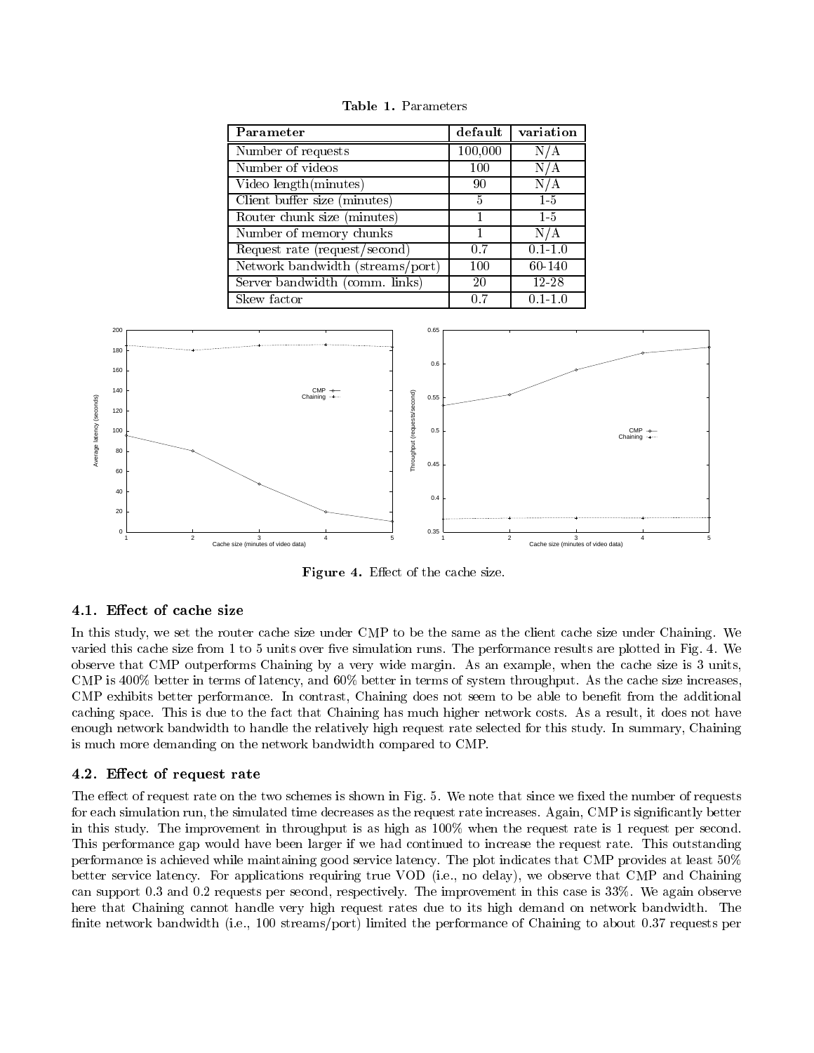**Table 1.** Parameters

| Parameter | default | variation |
|---|---|---|
| Number of requests | 100,000 | N/A |
| Number of videos | 100 | N/A |
| Video length(minutes) | 90 | N/A |
| Client buffer size (minutes) | 5 | 1-5 |
| Router chunk size (minutes) | 1 | 1-5 |
| Number of memory chunks | 1 | N/A |
| Request rate (request/second) | 0.7 | 0.1-1.0 |
| Network bandwidth (streams/port) | 100 | 60-140 |
| Server bandwidth (comm. links) | 20 | 12-28 |
| Skew factor | 0.7 | 0.1-1.0 |

**Figure 4.** Effect of the cache size.

### 4.1. Effect of cache size

In this study, we set the router cache size under CMP to be the same as the client cache size under Chaining. We varied this cache size from 1 to 5 units over five simulation runs. The performance results are plotted in Fig. 4. We observe that CMP outperforms Chaining by a very wide margin. As an example, when the cache size is 3 units, CMP is 400% better in terms of latency, and 60% better in terms of system throughput. As the cache size increases, CMP exhibits better performance. In contrast, Chaining does not seem to be able to benefit from the additional caching space. This is due to the fact that Chaining has much higher network costs. As a result, it does not have enough network bandwidth to handle the relatively high request rate selected for this study. In summary, Chaining is much more demanding on the network bandwidth compared to CMP.

### 4.2. Effect of request rate

The effect of request rate on the two schemes is shown in Fig. 5. We note that since we fixed the number of requests for each simulation run, the simulated time decreases as the request rate increases. Again, CMP is significantly better in this study. The improvement in throughput is as high as 100% when the request rate is 1 request per second. This performance gap would have been larger if we had continued to increase the request rate. This outstanding performance is achieved while maintaining good service latency. The plot indicates that CMP provides at least 50% better service latency. For applications requiring true VOD (i.e., no delay), we observe that CMP and Chaining can support 0.3 and 0.2 requests per second, respectively. The improvement in this case is 33%. We again observe here that Chaining cannot handle very high request rates due to its high demand on network bandwidth. The finite network bandwidth (i.e., 100 streams/port) limited the performance of Chaining to about 0.37 requests per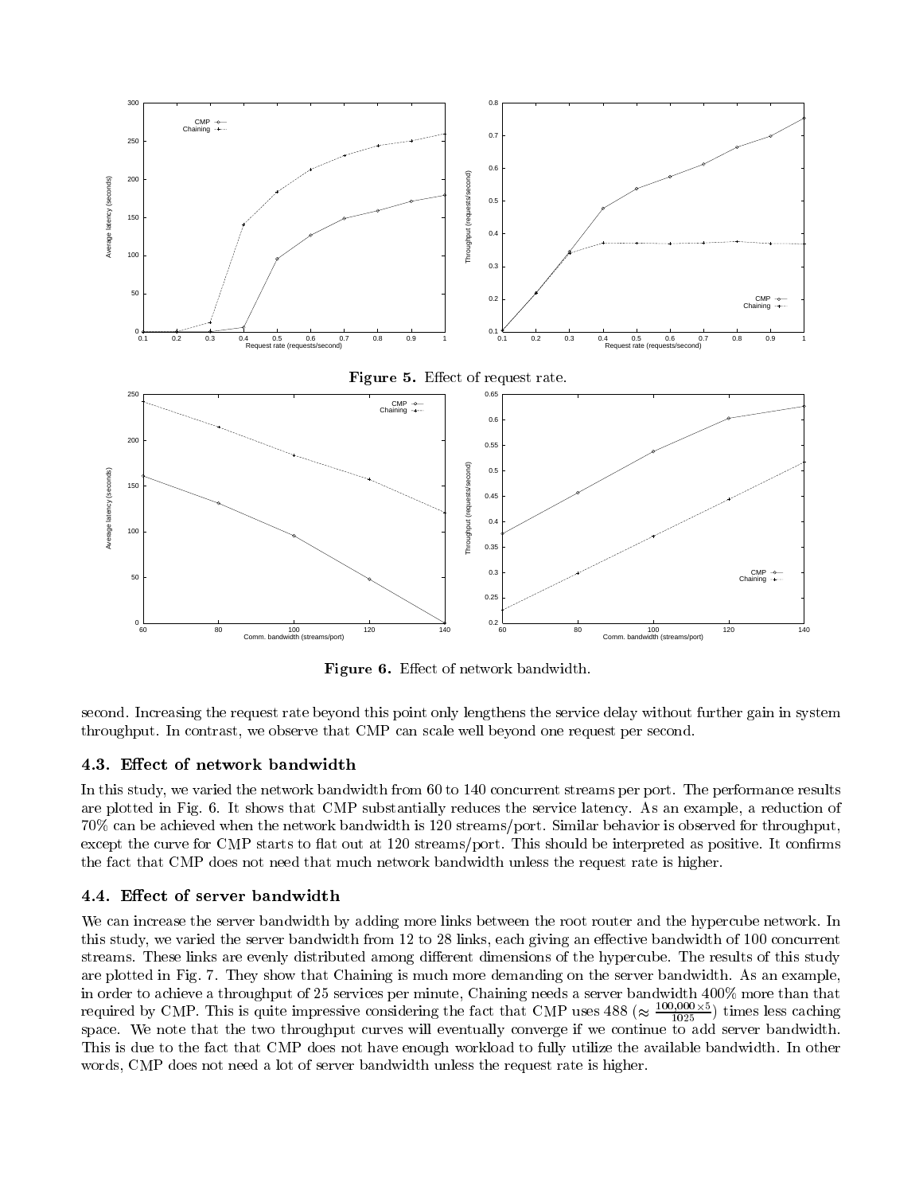**Figure 5.** Effect of request rate.

**Figure 6.** Effect of network bandwidth.

second. Increasing the request rate beyond this point only lengthens the service delay without further gain in system throughput. In contrast, we observe that CMP can scale well beyond one request per second.

### 4.3. Effect of network bandwidth

In this study, we varied the network bandwidth from 60 to 140 concurrent streams per port. The performance results are plotted in Fig. 6. It shows that CMP substantially reduces the service latency. As an example, a reduction of 70% can be achieved when the network bandwidth is 120 streams/port. Similar behavior is observed for throughput, except the curve for CMP starts to flat out at 120 streams/port. This should be interpreted as positive. It confirms the fact that CMP does not need that much network bandwidth unless the request rate is higher.

### 4.4. Effect of server bandwidth

We can increase the server bandwidth by adding more links between the root router and the hypercube network. In this study, we varied the server bandwidth from 12 to 28 links, each giving an effective bandwidth of 100 concurrent streams. These links are evenly distributed among different dimensions of the hypercube. The results of this study are plotted in Fig. 7. They show that Chaining is much more demanding on the server bandwidth. As an example, in order to achieve a throughput of 25 services per minute, Chaining needs a server bandwidth 400% more than that required by CMP. This is quite impressive considering the fact that CMP uses 488 ($\approx \frac{100{,}000 \times 5}{1025}$) times less caching space. We note that the two throughput curves will eventually converge if we continue to add server bandwidth. This is due to the fact that CMP does not have enough workload to fully utilize the available bandwidth. In other words, CMP does not need a lot of server bandwidth unless the request rate is higher.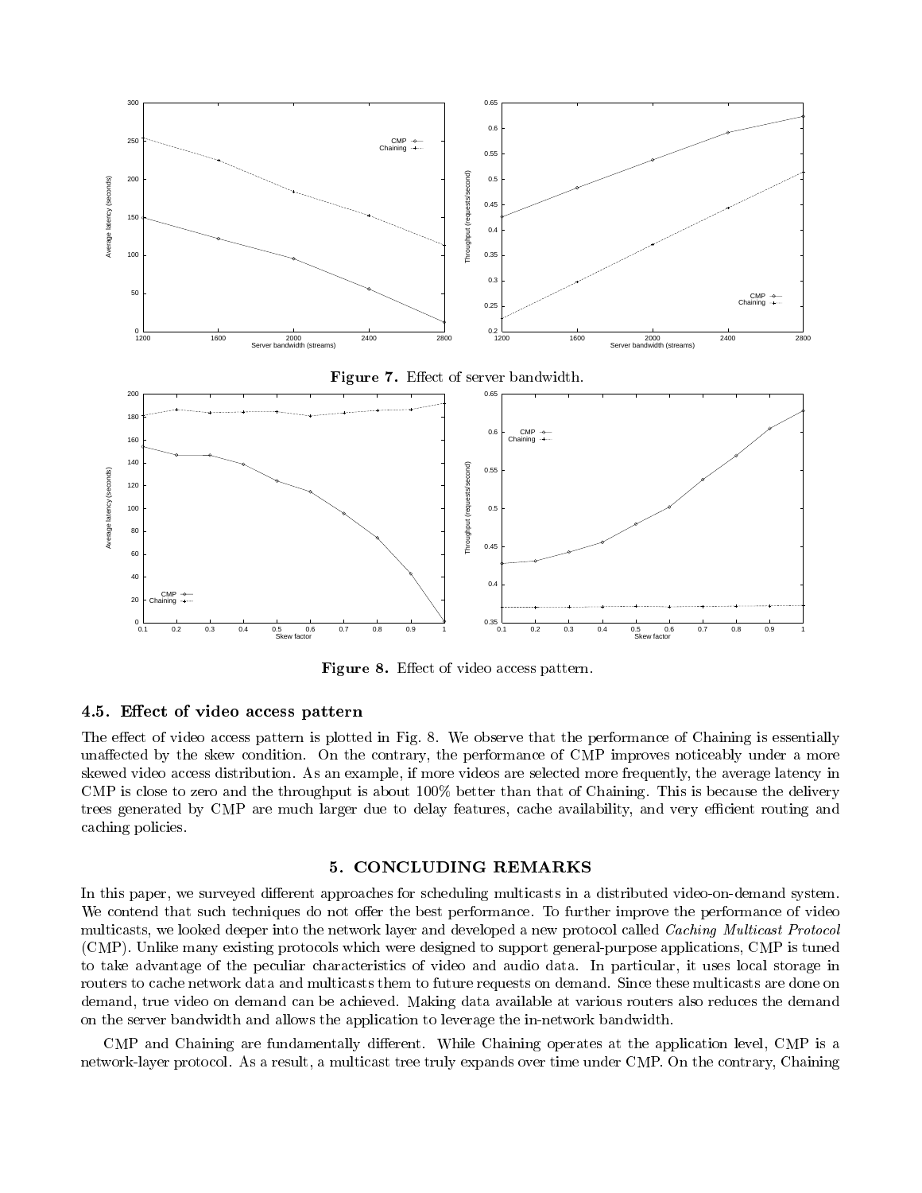Figure 7. Effect of server bandwidth.

Figure 8. Effect of video access pattern.

### 4.5. Effect of video access pattern

The effect of video access pattern is plotted in Fig. 8. We observe that the performance of Chaining is essentially unaffected by the skew condition. On the contrary, the performance of CMP improves noticeably under a more skewed video access distribution. As an example, if more videos are selected more frequently, the average latency in CMP is close to zero and the throughput is about 100% better than that of Chaining. This is because the delivery trees generated by CMP are much larger due to delay features, cache availability, and very efficient routing and caching policies.

## 5. CONCLUDING REMARKS

In this paper, we surveyed different approaches for scheduling multicasts in a distributed video-on-demand system. We contend that such techniques do not offer the best performance. To further improve the performance of video multicasts, we looked deeper into the network layer and developed a new protocol called *Caching Multicast Protocol* (CMP). Unlike many existing protocols which were designed to support general-purpose applications, CMP is tuned to take advantage of the peculiar characteristics of video and audio data. In particular, it uses local storage in routers to cache network data and multicasts them to future requests on demand. Since these multicasts are done on demand, true video on demand can be achieved. Making data available at various routers also reduces the demand on the server bandwidth and allows the application to leverage the in-network bandwidth.

CMP and Chaining are fundamentally different. While Chaining operates at the application level, CMP is a network-layer protocol. As a result, a multicast tree truly expands over time under CMP. On the contrary, Chaining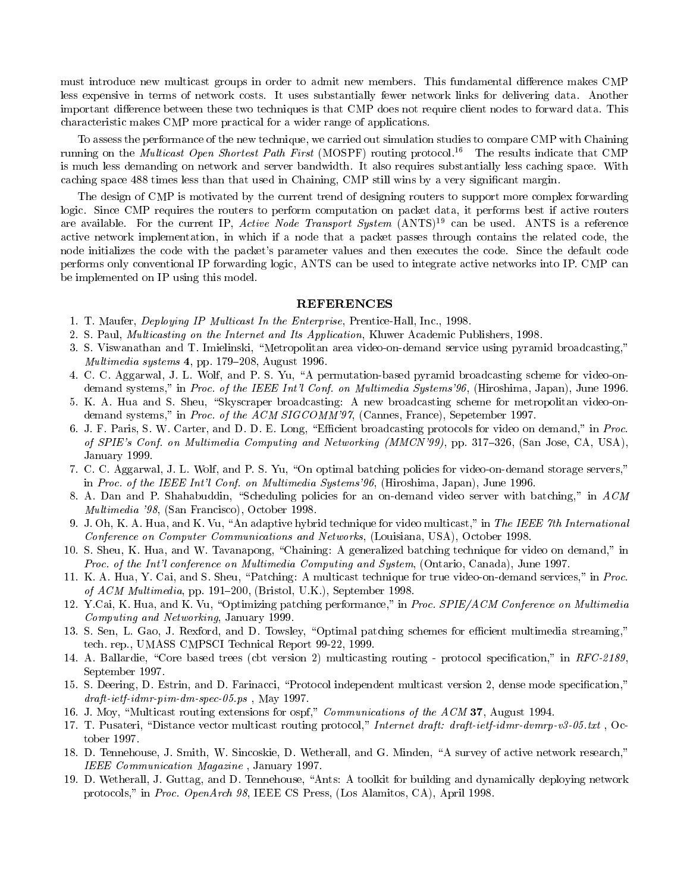must introduce new multicast groups in order to admit new members. This fundamental difference makes CMP less expensive in terms of network costs. It uses substantially fewer network links for delivering data. Another important difference between these two techniques is that CMP does not require client nodes to forward data. This characteristic makes CMP more practical for a wider range of applications.

To assess the performance of the new technique, we carried out simulation studies to compare CMP with Chaining running on the *Multicast Open Shortest Path First* (MOSPF) routing protocol.[16] The results indicate that CMP is much less demanding on network and server bandwidth. It also requires substantially less caching space. With caching space 488 times less than that used in Chaining, CMP still wins by a very significant margin.

The design of CMP is motivated by the current trend of designing routers to support more complex forwarding logic. Since CMP requires the routers to perform computation on packet data, it performs best if active routers are available. For the current IP, *Active Node Transport System* (ANTS)[19] can be used. ANTS is a reference active network implementation, in which if a node that a packet passes through contains the related code, the node initializes the code with the packet's parameter values and then executes the code. Since the default code performs only conventional IP forwarding logic, ANTS can be used to integrate active networks into IP. CMP can be implemented on IP using this model.

## REFERENCES

1. T. Maufer, *Deploying IP Multicast In the Enterprise*, Prentice-Hall, Inc., 1998.
2. S. Paul, *Multicasting on the Internet and Its Application*, Kluwer Academic Publishers, 1998.
3. S. Viswanathan and T. Imielinski, "Metropolitan area video-on-demand service using pyramid broadcasting," *Multimedia systems* **4**, pp. 179–208, August 1996.
4. C. C. Aggarwal, J. L. Wolf, and P. S. Yu, "A permutation-based pyramid broadcasting scheme for video-on-demand systems," in *Proc. of the IEEE Int'l Conf. on Multimedia Systems'96*, (Hiroshima, Japan), June 1996.
5. K. A. Hua and S. Sheu, "Skyscraper broadcasting: A new broadcasting scheme for metropolitan video-on-demand systems," in *Proc. of the ACM SIGCOMM'97*, (Cannes, France), Sepetember 1997.
6. J. F. Paris, S. W. Carter, and D. D. E. Long, "Efficient broadcasting protocols for video on demand," in *Proc. of SPIE's Conf. on Multimedia Computing and Networking (MMCN'99)*, pp. 317–326, (San Jose, CA, USA), January 1999.
7. C. C. Aggarwal, J. L. Wolf, and P. S. Yu, "On optimal batching policies for video-on-demand storage servers," in *Proc. of the IEEE Int'l Conf. on Multimedia Systems'96*, (Hiroshima, Japan), June 1996.
8. A. Dan and P. Shahabuddin, "Scheduling policies for an on-demand video server with batching," in *ACM Multimedia '98*, (San Francisco), October 1998.
9. J. Oh, K. A. Hua, and K. Vu, "An adaptive hybrid technique for video multicast," in *The IEEE 7th International Conference on Computer Communications and Networks*, (Louisiana, USA), October 1998.
10. S. Sheu, K. Hua, and W. Tavanapong, "Chaining: A generalized batching technique for video on demand," in *Proc. of the Int'l conference on Multimedia Computing and System*, (Ontario, Canada), June 1997.
11. K. A. Hua, Y. Cai, and S. Sheu, "Patching: A multicast technique for true video-on-demand services," in *Proc. of ACM Multimedia*, pp. 191–200, (Bristol, U.K.), September 1998.
12. Y.Cai, K. Hua, and K. Vu, "Optimizing patching performance," in *Proc. SPIE/ACM Conference on Multimedia Computing and Networking*, January 1999.
13. S. Sen, L. Gao, J. Rexford, and D. Towsley, "Optimal patching schemes for efficient multimedia streaming," tech. rep., UMASS CMPSCI Technical Report 99-22, 1999.
14. A. Ballardie, "Core based trees (cbt version 2) multicasting routing - protocol specification," in *RFC-2189*, September 1997.
15. S. Deering, D. Estrin, and D. Farinacci, "Protocol independent multicast version 2, dense mode specification," *draft-ietf-idmr-pim-dm-spec-05.ps* , May 1997.
16. J. Moy, "Multicast routing extensions for ospf," *Communications of the ACM* **37**, August 1994.
17. T. Pusateri, "Distance vector multicast routing protocol," *Internet draft: draft-ietf-idmr-dvmrp-v3-05.txt* , October 1997.
18. D. Tennehouse, J. Smith, W. Sincoskie, D. Wetherall, and G. Minden, "A survey of active network research," *IEEE Communication Magazine* , January 1997.
19. D. Wetherall, J. Guttag, and D. Tennehouse, "Ants: A toolkit for building and dynamically deploying network protocols," in *Proc. OpenArch 98*, IEEE CS Press, (Los Alamitos, CA), April 1998.